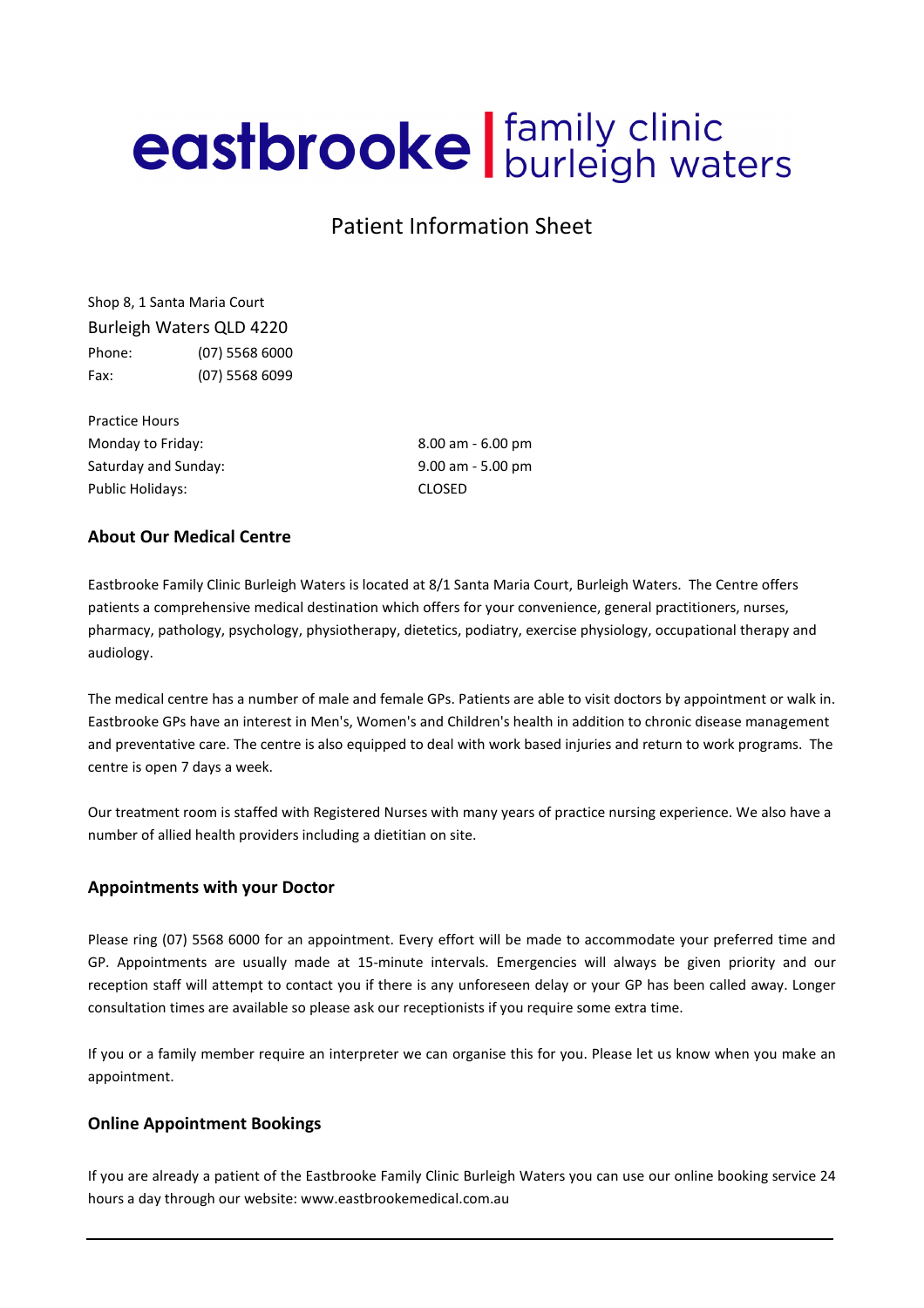# eastbrooke | family clinic burleigh waters

## Patient Information Sheet

Shop 8, 1 Santa Maria Court
Burleigh Waters QLD 4220

| | |
|---|---|
| Phone: | (07) 5568 6000 |
| Fax: | (07) 5568 6099 |

Practice Hours

| | |
|---|---|
| Monday to Friday: | 8.00 am - 6.00 pm |
| Saturday and Sunday: | 9.00 am - 5.00 pm |
| Public Holidays: | CLOSED |

### About Our Medical Centre

Eastbrooke Family Clinic Burleigh Waters is located at 8/1 Santa Maria Court, Burleigh Waters. The Centre offers patients a comprehensive medical destination which offers for your convenience, general practitioners, nurses, pharmacy, pathology, psychology, physiotherapy, dietetics, podiatry, exercise physiology, occupational therapy and audiology.

The medical centre has a number of male and female GPs. Patients are able to visit doctors by appointment or walk in. Eastbrooke GPs have an interest in Men's, Women's and Children's health in addition to chronic disease management and preventative care. The centre is also equipped to deal with work based injuries and return to work programs. The centre is open 7 days a week.

Our treatment room is staffed with Registered Nurses with many years of practice nursing experience. We also have a number of allied health providers including a dietitian on site.

### Appointments with your Doctor

Please ring (07) 5568 6000 for an appointment. Every effort will be made to accommodate your preferred time and GP. Appointments are usually made at 15-minute intervals. Emergencies will always be given priority and our reception staff will attempt to contact you if there is any unforeseen delay or your GP has been called away. Longer consultation times are available so please ask our receptionists if you require some extra time.

If you or a family member require an interpreter we can organise this for you. Please let us know when you make an appointment.

### Online Appointment Bookings

If you are already a patient of the Eastbrooke Family Clinic Burleigh Waters you can use our online booking service 24 hours a day through our website: www.eastbrookemedical.com.au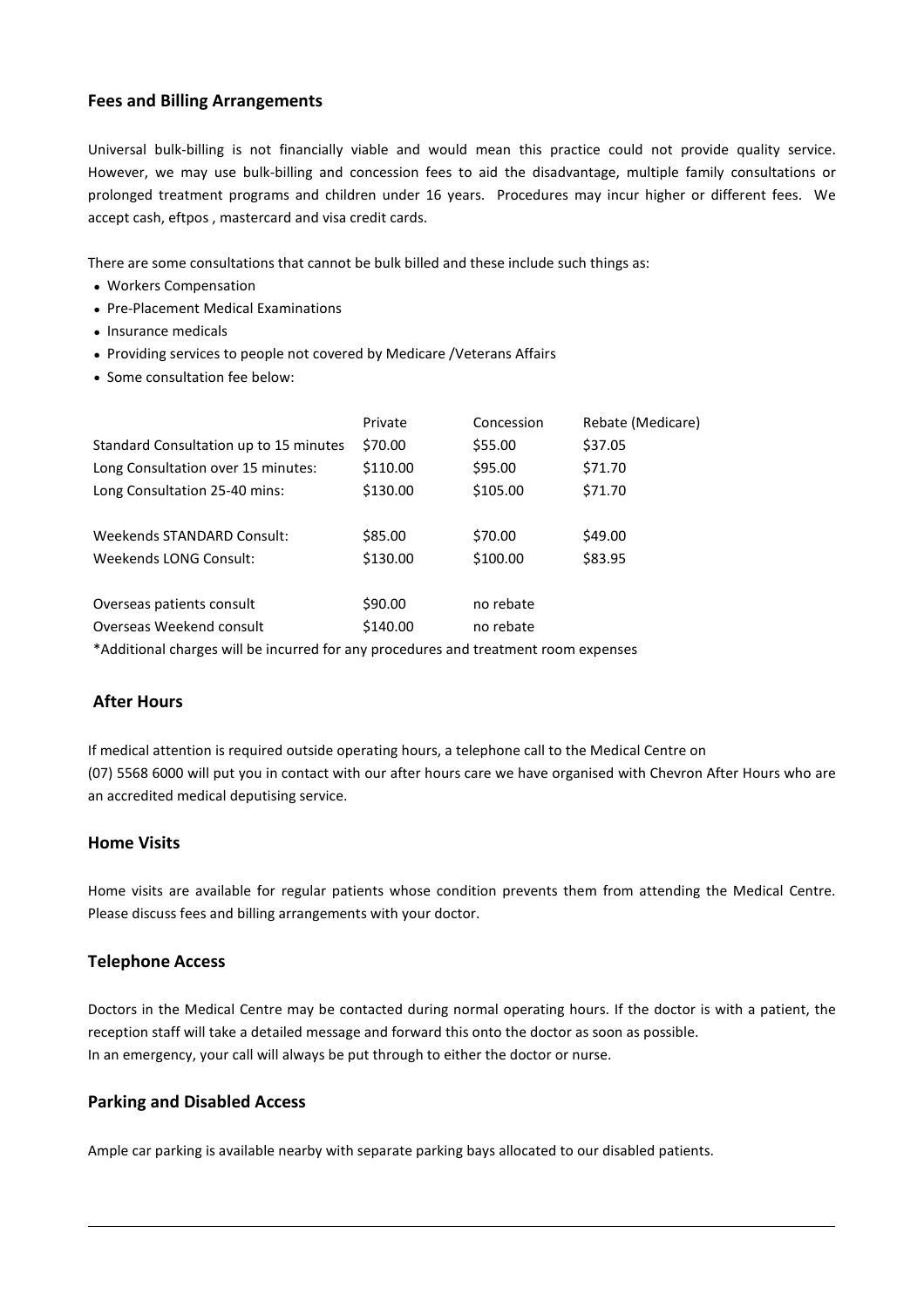## Fees and Billing Arrangements

Universal bulk-billing is not financially viable and would mean this practice could not provide quality service. However, we may use bulk-billing and concession fees to aid the disadvantage, multiple family consultations or prolonged treatment programs and children under 16 years. Procedures may incur higher or different fees. We accept cash, eftpos , mastercard and visa credit cards.

There are some consultations that cannot be bulk billed and these include such things as:

- Workers Compensation
- Pre-Placement Medical Examinations
- Insurance medicals
- Providing services to people not covered by Medicare /Veterans Affairs
- Some consultation fee below:

| | Private | Concession | Rebate (Medicare) |
|---|---|---|---|
| Standard Consultation up to 15 minutes | $70.00 | $55.00 | $37.05 |
| Long Consultation over 15 minutes: | $110.00 | $95.00 | $71.70 |
| Long Consultation 25-40 mins: | $130.00 | $105.00 | $71.70 |
| | | | |
| Weekends STANDARD Consult: | $85.00 | $70.00 | $49.00 |
| Weekends LONG Consult: | $130.00 | $100.00 | $83.95 |
| | | | |
| Overseas patients consult | $90.00 | no rebate | |
| Overseas Weekend consult | $140.00 | no rebate | |

*Additional charges will be incurred for any procedures and treatment room expenses

## After Hours

If medical attention is required outside operating hours, a telephone call to the Medical Centre on (07) 5568 6000 will put you in contact with our after hours care we have organised with Chevron After Hours who are an accredited medical deputising service.

## Home Visits

Home visits are available for regular patients whose condition prevents them from attending the Medical Centre. Please discuss fees and billing arrangements with your doctor.

## Telephone Access

Doctors in the Medical Centre may be contacted during normal operating hours. If the doctor is with a patient, the reception staff will take a detailed message and forward this onto the doctor as soon as possible.
In an emergency, your call will always be put through to either the doctor or nurse.

## Parking and Disabled Access

Ample car parking is available nearby with separate parking bays allocated to our disabled patients.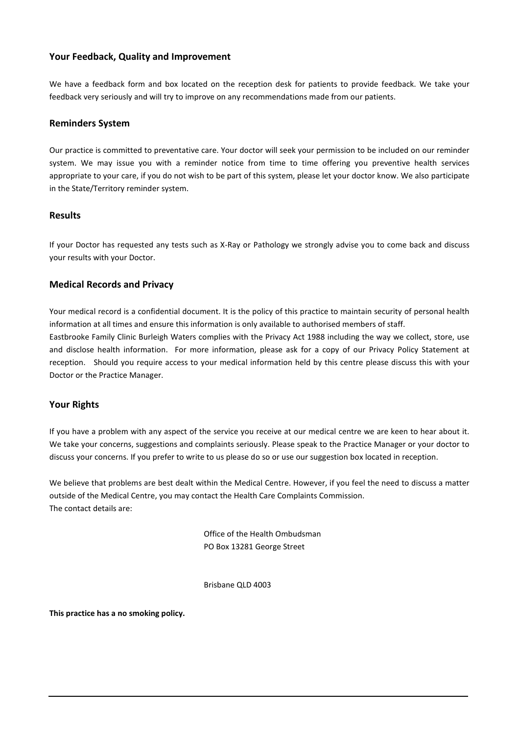## Your Feedback, Quality and Improvement

We have a feedback form and box located on the reception desk for patients to provide feedback. We take your feedback very seriously and will try to improve on any recommendations made from our patients.

## Reminders System

Our practice is committed to preventative care. Your doctor will seek your permission to be included on our reminder system. We may issue you with a reminder notice from time to time offering you preventive health services appropriate to your care, if you do not wish to be part of this system, please let your doctor know. We also participate in the State/Territory reminder system.

## Results

If your Doctor has requested any tests such as X-Ray or Pathology we strongly advise you to come back and discuss your results with your Doctor.

## Medical Records and Privacy

Your medical record is a confidential document. It is the policy of this practice to maintain security of personal health information at all times and ensure this information is only available to authorised members of staff.
Eastbrooke Family Clinic Burleigh Waters complies with the Privacy Act 1988 including the way we collect, store, use and disclose health information. For more information, please ask for a copy of our Privacy Policy Statement at reception. Should you require access to your medical information held by this centre please discuss this with your Doctor or the Practice Manager.

## Your Rights

If you have a problem with any aspect of the service you receive at our medical centre we are keen to hear about it. We take your concerns, suggestions and complaints seriously. Please speak to the Practice Manager or your doctor to discuss your concerns. If you prefer to write to us please do so or use our suggestion box located in reception.

We believe that problems are best dealt within the Medical Centre. However, if you feel the need to discuss a matter outside of the Medical Centre, you may contact the Health Care Complaints Commission.
The contact details are:

Office of the Health Ombudsman
PO Box 13281 George Street

Brisbane QLD 4003

**This practice has a no smoking policy.**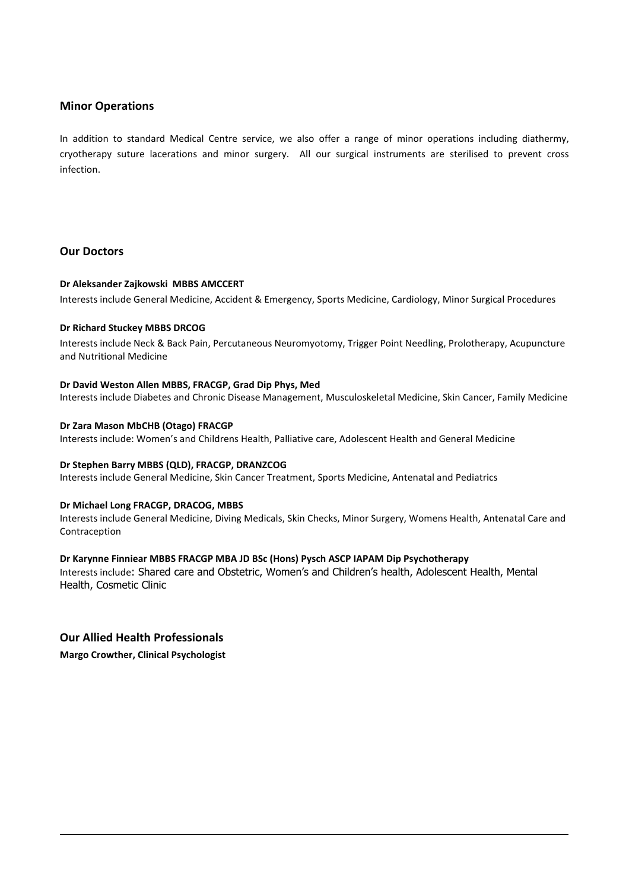## Minor Operations

In addition to standard Medical Centre service, we also offer a range of minor operations including diathermy, cryotherapy suture lacerations and minor surgery. All our surgical instruments are sterilised to prevent cross infection.

## Our Doctors

**Dr Aleksander Zajkowski MBBS AMCCERT**

Interests include General Medicine, Accident & Emergency, Sports Medicine, Cardiology, Minor Surgical Procedures

**Dr Richard Stuckey MBBS DRCOG**

Interests include Neck & Back Pain, Percutaneous Neuromyotomy, Trigger Point Needling, Prolotherapy, Acupuncture and Nutritional Medicine

**Dr David Weston Allen MBBS, FRACGP, Grad Dip Phys, Med**

Interests include Diabetes and Chronic Disease Management, Musculoskeletal Medicine, Skin Cancer, Family Medicine

**Dr Zara Mason MbCHB (Otago) FRACGP**

Interests include: Women's and Childrens Health, Palliative care, Adolescent Health and General Medicine

**Dr Stephen Barry MBBS (QLD), FRACGP, DRANZCOG**

Interests include General Medicine, Skin Cancer Treatment, Sports Medicine, Antenatal and Pediatrics

**Dr Michael Long FRACGP, DRACOG, MBBS**

Interests include General Medicine, Diving Medicals, Skin Checks, Minor Surgery, Womens Health, Antenatal Care and Contraception

**Dr Karynne Finniear MBBS FRACGP MBA JD BSc (Hons) Pysch ASCP IAPAM Dip Psychotherapy**

Interests include: Shared care and Obstetric, Women's and Children's health, Adolescent Health, Mental Health, Cosmetic Clinic

## Our Allied Health Professionals

**Margo Crowther, Clinical Psychologist**